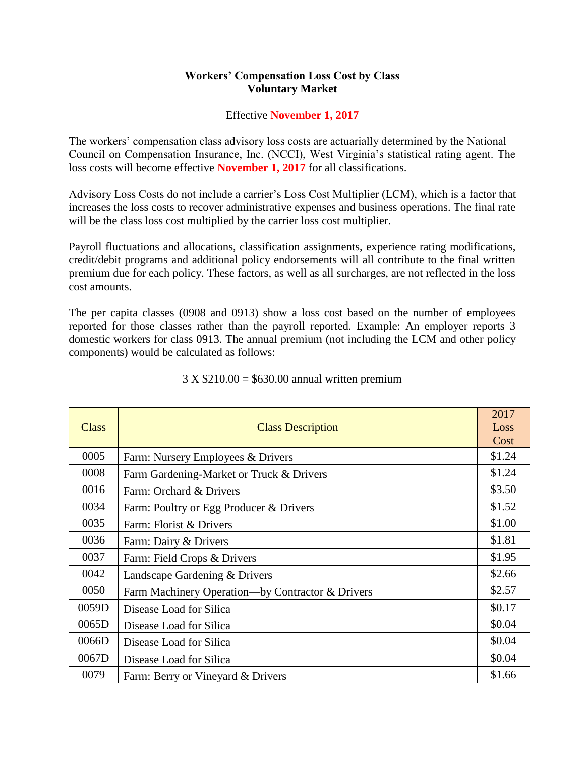# Workers' Compensation Loss Cost by Class
## Voluntary Market

Effective **November 1, 2017**

The workers' compensation class advisory loss costs are actuarially determined by the National Council on Compensation Insurance, Inc. (NCCI), West Virginia's statistical rating agent. The loss costs will become effective **November 1, 2017** for all classifications.

Advisory Loss Costs do not include a carrier's Loss Cost Multiplier (LCM), which is a factor that increases the loss costs to recover administrative expenses and business operations. The final rate will be the class loss cost multiplied by the carrier loss cost multiplier.

Payroll fluctuations and allocations, classification assignments, experience rating modifications, credit/debit programs and additional policy endorsements will all contribute to the final written premium due for each policy. These factors, as well as all surcharges, are not reflected in the loss cost amounts.

The per capita classes (0908 and 0913) show a loss cost based on the number of employees reported for those classes rather than the payroll reported. Example: An employer reports 3 domestic workers for class 0913. The annual premium (not including the LCM and other policy components) would be calculated as follows:

3 X $210.00 = $630.00 annual written premium

| Class | Class Description | 2017 Loss Cost |
|---|---|---|
| 0005 | Farm: Nursery Employees & Drivers | $1.24 |
| 0008 | Farm Gardening-Market or Truck & Drivers | $1.24 |
| 0016 | Farm: Orchard & Drivers | $3.50 |
| 0034 | Farm: Poultry or Egg Producer & Drivers | $1.52 |
| 0035 | Farm: Florist & Drivers | $1.00 |
| 0036 | Farm: Dairy & Drivers | $1.81 |
| 0037 | Farm: Field Crops & Drivers | $1.95 |
| 0042 | Landscape Gardening & Drivers | $2.66 |
| 0050 | Farm Machinery Operation—by Contractor & Drivers | $2.57 |
| 0059D | Disease Load for Silica | $0.17 |
| 0065D | Disease Load for Silica | $0.04 |
| 0066D | Disease Load for Silica | $0.04 |
| 0067D | Disease Load for Silica | $0.04 |
| 0079 | Farm: Berry or Vineyard & Drivers | $1.66 |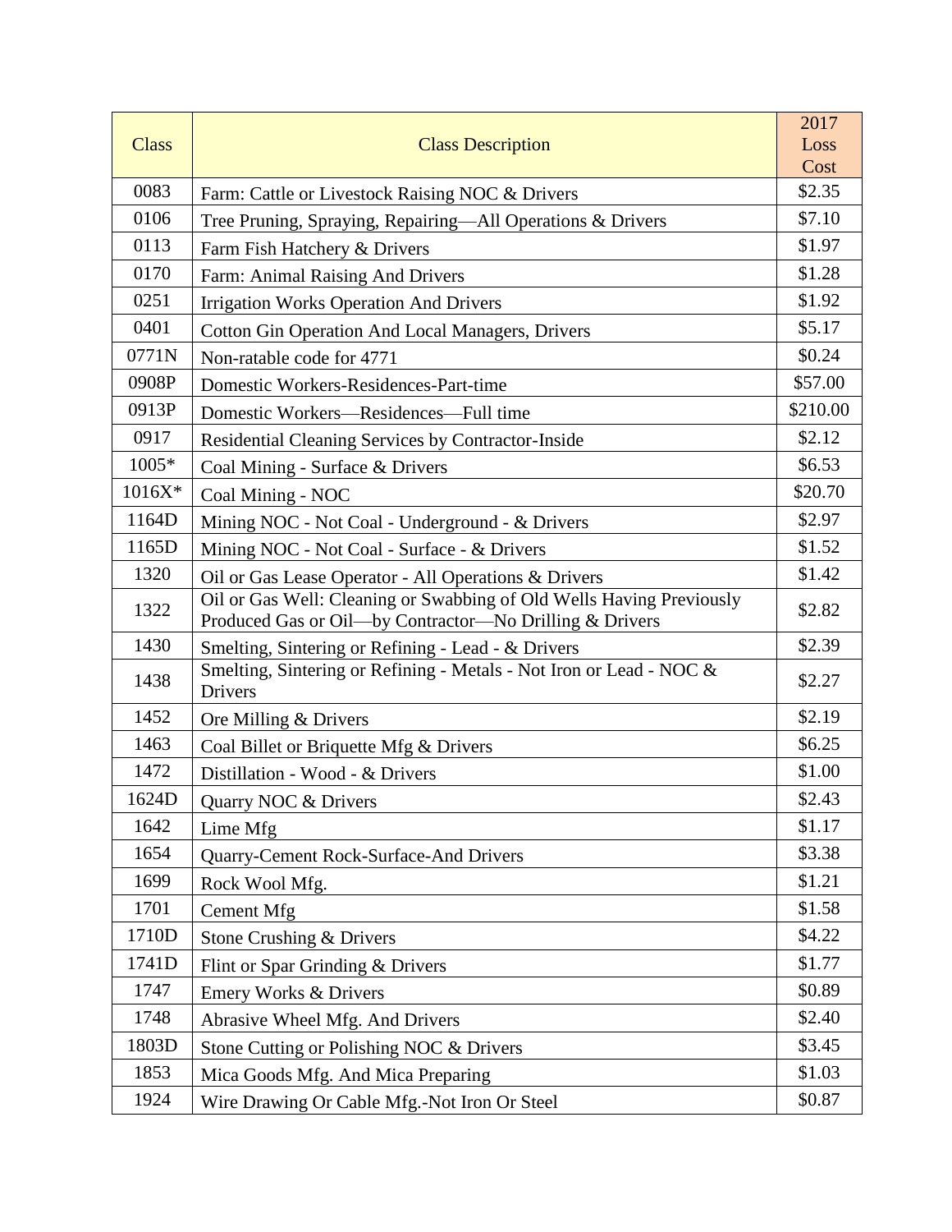| Class | Class Description | 2017 Loss Cost |
|---|---|---|
| 0083 | Farm: Cattle or Livestock Raising NOC & Drivers | $2.35 |
| 0106 | Tree Pruning, Spraying, Repairing—All Operations & Drivers | $7.10 |
| 0113 | Farm Fish Hatchery & Drivers | $1.97 |
| 0170 | Farm: Animal Raising And Drivers | $1.28 |
| 0251 | Irrigation Works Operation And Drivers | $1.92 |
| 0401 | Cotton Gin Operation And Local Managers, Drivers | $5.17 |
| 0771N | Non-ratable code for 4771 | $0.24 |
| 0908P | Domestic Workers-Residences-Part-time | $57.00 |
| 0913P | Domestic Workers—Residences—Full time | $210.00 |
| 0917 | Residential Cleaning Services by Contractor-Inside | $2.12 |
| 1005* | Coal Mining - Surface & Drivers | $6.53 |
| 1016X* | Coal Mining - NOC | $20.70 |
| 1164D | Mining NOC - Not Coal - Underground - & Drivers | $2.97 |
| 1165D | Mining NOC - Not Coal - Surface - & Drivers | $1.52 |
| 1320 | Oil or Gas Lease Operator - All Operations & Drivers | $1.42 |
| 1322 | Oil or Gas Well: Cleaning or Swabbing of Old Wells Having Previously Produced Gas or Oil—by Contractor—No Drilling & Drivers | $2.82 |
| 1430 | Smelting, Sintering or Refining - Lead - & Drivers | $2.39 |
| 1438 | Smelting, Sintering or Refining - Metals - Not Iron or Lead - NOC & Drivers | $2.27 |
| 1452 | Ore Milling & Drivers | $2.19 |
| 1463 | Coal Billet or Briquette Mfg & Drivers | $6.25 |
| 1472 | Distillation - Wood - & Drivers | $1.00 |
| 1624D | Quarry NOC & Drivers | $2.43 |
| 1642 | Lime Mfg | $1.17 |
| 1654 | Quarry-Cement Rock-Surface-And Drivers | $3.38 |
| 1699 | Rock Wool Mfg. | $1.21 |
| 1701 | Cement Mfg | $1.58 |
| 1710D | Stone Crushing & Drivers | $4.22 |
| 1741D | Flint or Spar Grinding & Drivers | $1.77 |
| 1747 | Emery Works & Drivers | $0.89 |
| 1748 | Abrasive Wheel Mfg. And Drivers | $2.40 |
| 1803D | Stone Cutting or Polishing NOC & Drivers | $3.45 |
| 1853 | Mica Goods Mfg. And Mica Preparing | $1.03 |
| 1924 | Wire Drawing Or Cable Mfg.-Not Iron Or Steel | $0.87 |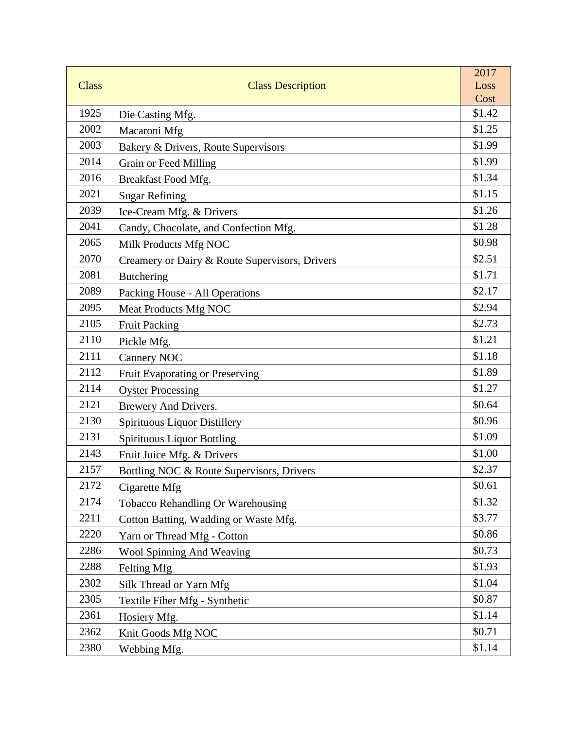| Class | Class Description | 2017 Loss Cost |
|---|---|---|
| 1925 | Die Casting Mfg. | $1.42 |
| 2002 | Macaroni Mfg | $1.25 |
| 2003 | Bakery & Drivers, Route Supervisors | $1.99 |
| 2014 | Grain or Feed Milling | $1.99 |
| 2016 | Breakfast Food Mfg. | $1.34 |
| 2021 | Sugar Refining | $1.15 |
| 2039 | Ice-Cream Mfg. & Drivers | $1.26 |
| 2041 | Candy, Chocolate, and Confection Mfg. | $1.28 |
| 2065 | Milk Products Mfg NOC | $0.98 |
| 2070 | Creamery or Dairy & Route Supervisors, Drivers | $2.51 |
| 2081 | Butchering | $1.71 |
| 2089 | Packing House - All Operations | $2.17 |
| 2095 | Meat Products Mfg NOC | $2.94 |
| 2105 | Fruit Packing | $2.73 |
| 2110 | Pickle Mfg. | $1.21 |
| 2111 | Cannery NOC | $1.18 |
| 2112 | Fruit Evaporating or Preserving | $1.89 |
| 2114 | Oyster Processing | $1.27 |
| 2121 | Brewery And Drivers. | $0.64 |
| 2130 | Spirituous Liquor Distillery | $0.96 |
| 2131 | Spirituous Liquor Bottling | $1.09 |
| 2143 | Fruit Juice Mfg. & Drivers | $1.00 |
| 2157 | Bottling NOC & Route Supervisors, Drivers | $2.37 |
| 2172 | Cigarette Mfg | $0.61 |
| 2174 | Tobacco Rehandling Or Warehousing | $1.32 |
| 2211 | Cotton Batting, Wadding or Waste Mfg. | $3.77 |
| 2220 | Yarn or Thread Mfg - Cotton | $0.86 |
| 2286 | Wool Spinning And Weaving | $0.73 |
| 2288 | Felting Mfg | $1.93 |
| 2302 | Silk Thread or Yarn Mfg | $1.04 |
| 2305 | Textile Fiber Mfg - Synthetic | $0.87 |
| 2361 | Hosiery Mfg. | $1.14 |
| 2362 | Knit Goods Mfg NOC | $0.71 |
| 2380 | Webbing Mfg. | $1.14 |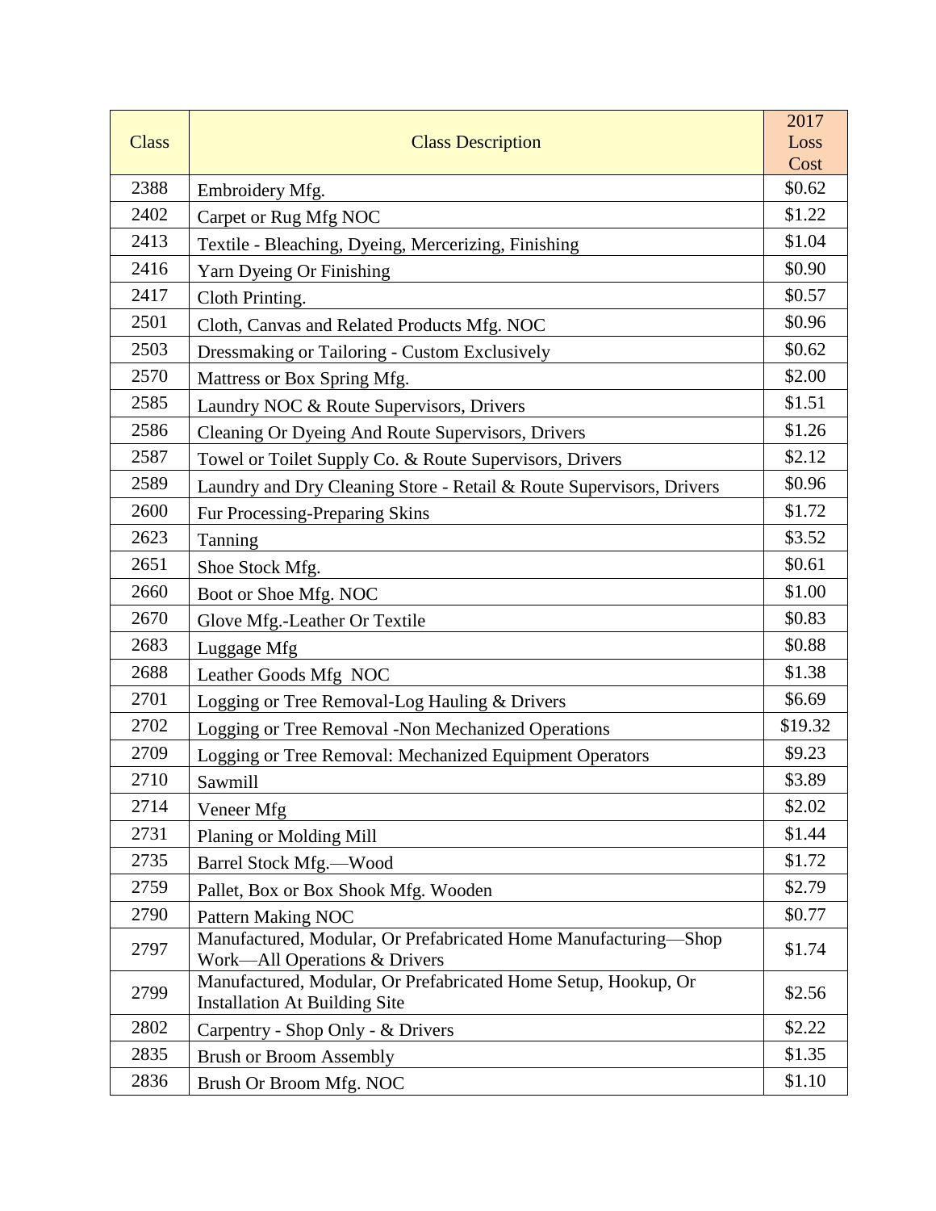| Class | Class Description | 2017 Loss Cost |
|---|---|---|
| 2388 | Embroidery Mfg. | $0.62 |
| 2402 | Carpet or Rug Mfg NOC | $1.22 |
| 2413 | Textile - Bleaching, Dyeing, Mercerizing, Finishing | $1.04 |
| 2416 | Yarn Dyeing Or Finishing | $0.90 |
| 2417 | Cloth Printing. | $0.57 |
| 2501 | Cloth, Canvas and Related Products Mfg. NOC | $0.96 |
| 2503 | Dressmaking or Tailoring - Custom Exclusively | $0.62 |
| 2570 | Mattress or Box Spring Mfg. | $2.00 |
| 2585 | Laundry NOC & Route Supervisors, Drivers | $1.51 |
| 2586 | Cleaning Or Dyeing And Route Supervisors, Drivers | $1.26 |
| 2587 | Towel or Toilet Supply Co. & Route Supervisors, Drivers | $2.12 |
| 2589 | Laundry and Dry Cleaning Store - Retail & Route Supervisors, Drivers | $0.96 |
| 2600 | Fur Processing-Preparing Skins | $1.72 |
| 2623 | Tanning | $3.52 |
| 2651 | Shoe Stock Mfg. | $0.61 |
| 2660 | Boot or Shoe Mfg. NOC | $1.00 |
| 2670 | Glove Mfg.-Leather Or Textile | $0.83 |
| 2683 | Luggage Mfg | $0.88 |
| 2688 | Leather Goods Mfg NOC | $1.38 |
| 2701 | Logging or Tree Removal-Log Hauling & Drivers | $6.69 |
| 2702 | Logging or Tree Removal -Non Mechanized Operations | $19.32 |
| 2709 | Logging or Tree Removal: Mechanized Equipment Operators | $9.23 |
| 2710 | Sawmill | $3.89 |
| 2714 | Veneer Mfg | $2.02 |
| 2731 | Planing or Molding Mill | $1.44 |
| 2735 | Barrel Stock Mfg.—Wood | $1.72 |
| 2759 | Pallet, Box or Box Shook Mfg. Wooden | $2.79 |
| 2790 | Pattern Making NOC | $0.77 |
| 2797 | Manufactured, Modular, Or Prefabricated Home Manufacturing—Shop Work—All Operations & Drivers | $1.74 |
| 2799 | Manufactured, Modular, Or Prefabricated Home Setup, Hookup, Or Installation At Building Site | $2.56 |
| 2802 | Carpentry - Shop Only - & Drivers | $2.22 |
| 2835 | Brush or Broom Assembly | $1.35 |
| 2836 | Brush Or Broom Mfg. NOC | $1.10 |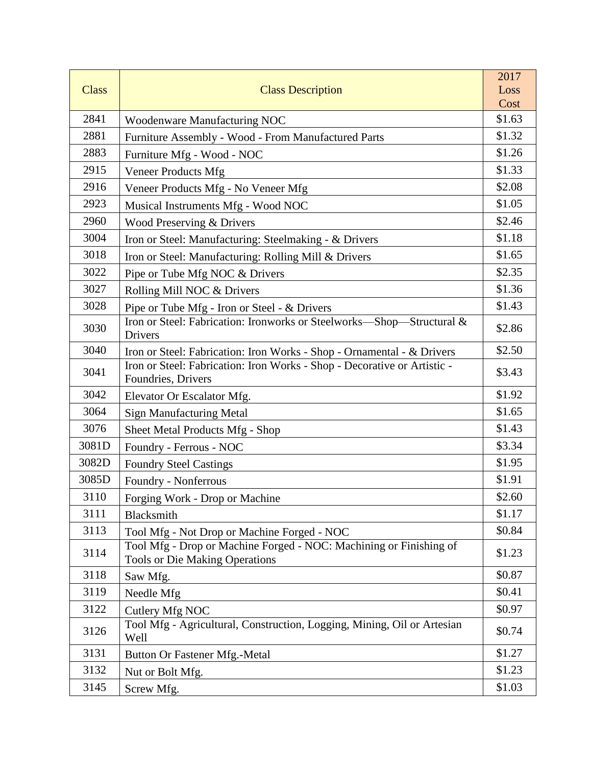| Class | Class Description | 2017 Loss Cost |
|---|---|---|
| 2841 | Woodenware Manufacturing NOC | $1.63 |
| 2881 | Furniture Assembly - Wood - From Manufactured Parts | $1.32 |
| 2883 | Furniture Mfg - Wood - NOC | $1.26 |
| 2915 | Veneer Products Mfg | $1.33 |
| 2916 | Veneer Products Mfg - No Veneer Mfg | $2.08 |
| 2923 | Musical Instruments Mfg - Wood NOC | $1.05 |
| 2960 | Wood Preserving & Drivers | $2.46 |
| 3004 | Iron or Steel: Manufacturing: Steelmaking - & Drivers | $1.18 |
| 3018 | Iron or Steel: Manufacturing: Rolling Mill & Drivers | $1.65 |
| 3022 | Pipe or Tube Mfg NOC & Drivers | $2.35 |
| 3027 | Rolling Mill NOC & Drivers | $1.36 |
| 3028 | Pipe or Tube Mfg - Iron or Steel - & Drivers | $1.43 |
| 3030 | Iron or Steel: Fabrication: Ironworks or Steelworks—Shop—Structural & Drivers | $2.86 |
| 3040 | Iron or Steel: Fabrication: Iron Works - Shop - Ornamental - & Drivers | $2.50 |
| 3041 | Iron or Steel: Fabrication: Iron Works - Shop - Decorative or Artistic - Foundries, Drivers | $3.43 |
| 3042 | Elevator Or Escalator Mfg. | $1.92 |
| 3064 | Sign Manufacturing Metal | $1.65 |
| 3076 | Sheet Metal Products Mfg - Shop | $1.43 |
| 3081D | Foundry - Ferrous - NOC | $3.34 |
| 3082D | Foundry Steel Castings | $1.95 |
| 3085D | Foundry - Nonferrous | $1.91 |
| 3110 | Forging Work - Drop or Machine | $2.60 |
| 3111 | Blacksmith | $1.17 |
| 3113 | Tool Mfg - Not Drop or Machine Forged - NOC | $0.84 |
| 3114 | Tool Mfg - Drop or Machine Forged - NOC: Machining or Finishing of Tools or Die Making Operations | $1.23 |
| 3118 | Saw Mfg. | $0.87 |
| 3119 | Needle Mfg | $0.41 |
| 3122 | Cutlery Mfg NOC | $0.97 |
| 3126 | Tool Mfg - Agricultural, Construction, Logging, Mining, Oil or Artesian Well | $0.74 |
| 3131 | Button Or Fastener Mfg.-Metal | $1.27 |
| 3132 | Nut or Bolt Mfg. | $1.23 |
| 3145 | Screw Mfg. | $1.03 |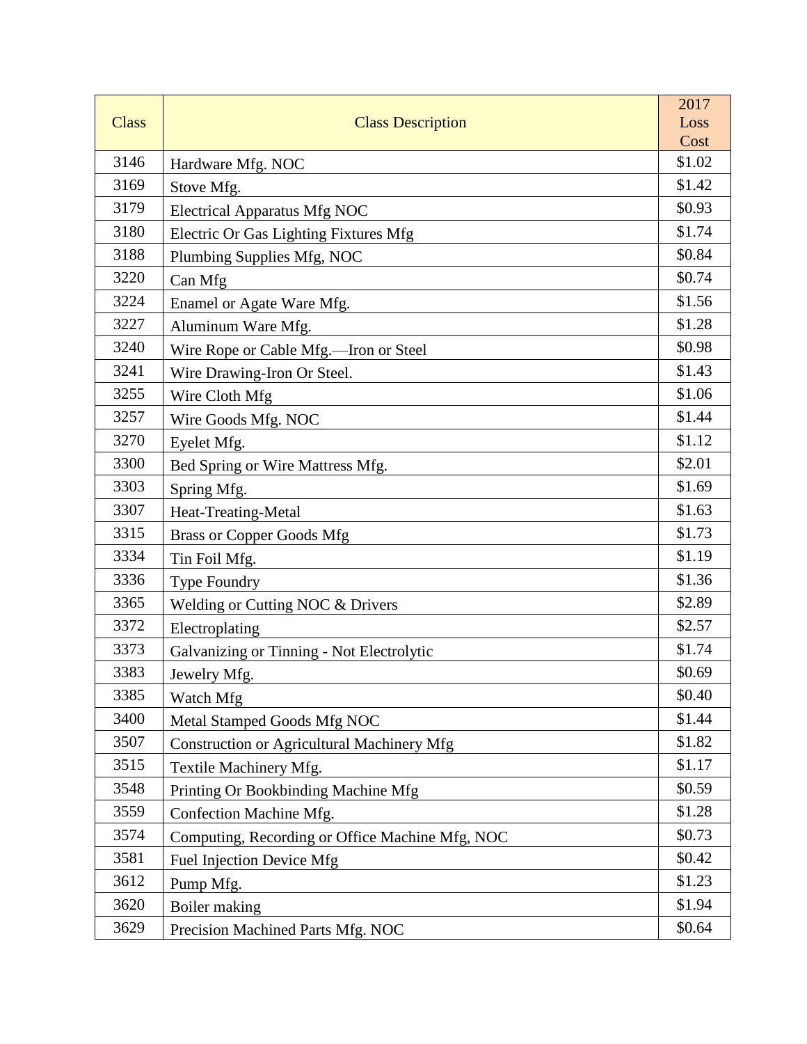| Class | Class Description | 2017 Loss Cost |
|---|---|---|
| 3146 | Hardware Mfg. NOC | $1.02 |
| 3169 | Stove Mfg. | $1.42 |
| 3179 | Electrical Apparatus Mfg NOC | $0.93 |
| 3180 | Electric Or Gas Lighting Fixtures Mfg | $1.74 |
| 3188 | Plumbing Supplies Mfg, NOC | $0.84 |
| 3220 | Can Mfg | $0.74 |
| 3224 | Enamel or Agate Ware Mfg. | $1.56 |
| 3227 | Aluminum Ware Mfg. | $1.28 |
| 3240 | Wire Rope or Cable Mfg.—Iron or Steel | $0.98 |
| 3241 | Wire Drawing-Iron Or Steel. | $1.43 |
| 3255 | Wire Cloth Mfg | $1.06 |
| 3257 | Wire Goods Mfg. NOC | $1.44 |
| 3270 | Eyelet Mfg. | $1.12 |
| 3300 | Bed Spring or Wire Mattress Mfg. | $2.01 |
| 3303 | Spring Mfg. | $1.69 |
| 3307 | Heat-Treating-Metal | $1.63 |
| 3315 | Brass or Copper Goods Mfg | $1.73 |
| 3334 | Tin Foil Mfg. | $1.19 |
| 3336 | Type Foundry | $1.36 |
| 3365 | Welding or Cutting NOC & Drivers | $2.89 |
| 3372 | Electroplating | $2.57 |
| 3373 | Galvanizing or Tinning - Not Electrolytic | $1.74 |
| 3383 | Jewelry Mfg. | $0.69 |
| 3385 | Watch Mfg | $0.40 |
| 3400 | Metal Stamped Goods Mfg NOC | $1.44 |
| 3507 | Construction or Agricultural Machinery Mfg | $1.82 |
| 3515 | Textile Machinery Mfg. | $1.17 |
| 3548 | Printing Or Bookbinding Machine Mfg | $0.59 |
| 3559 | Confection Machine Mfg. | $1.28 |
| 3574 | Computing, Recording or Office Machine Mfg, NOC | $0.73 |
| 3581 | Fuel Injection Device Mfg | $0.42 |
| 3612 | Pump Mfg. | $1.23 |
| 3620 | Boiler making | $1.94 |
| 3629 | Precision Machined Parts Mfg. NOC | $0.64 |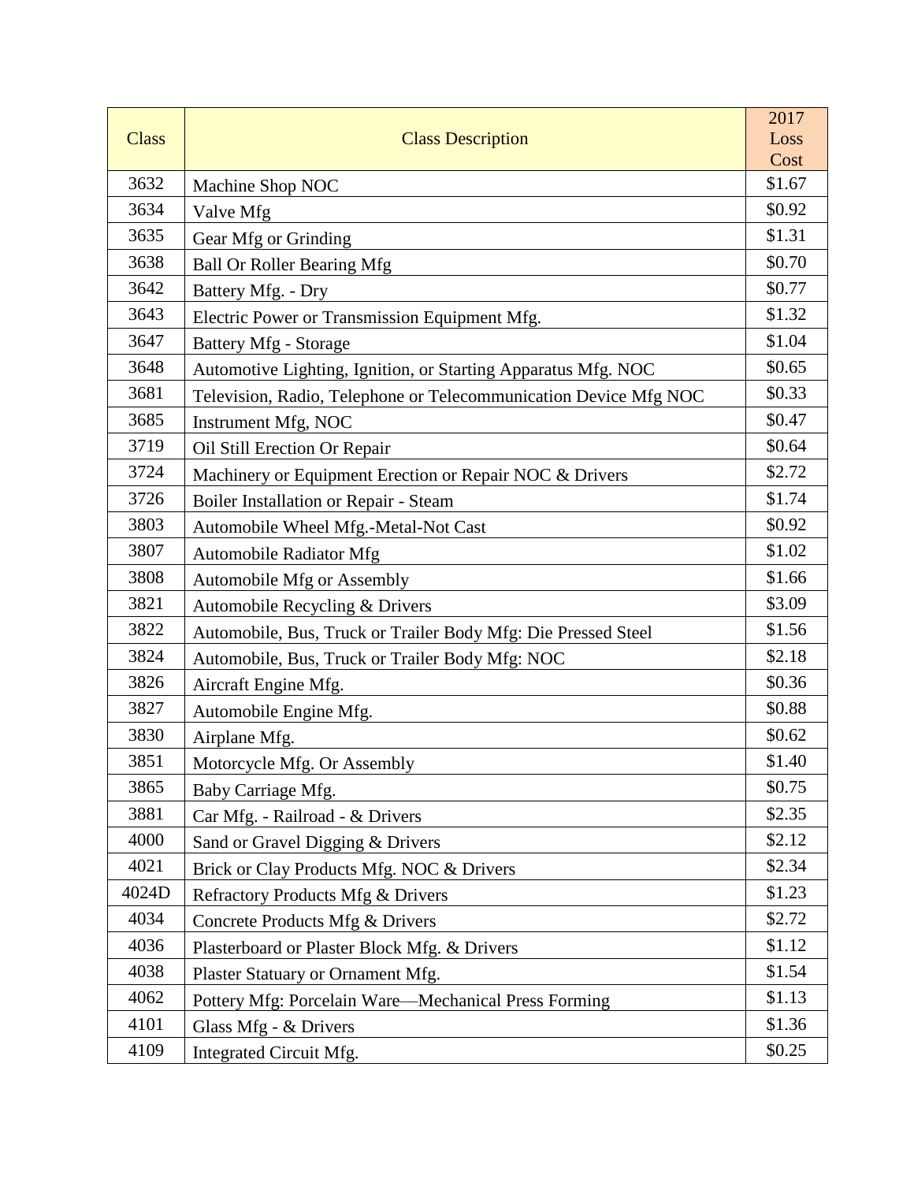| Class | Class Description | 2017 Loss Cost |
| --- | --- | --- |
| 3632 | Machine Shop NOC | $1.67 |
| 3634 | Valve Mfg | $0.92 |
| 3635 | Gear Mfg or Grinding | $1.31 |
| 3638 | Ball Or Roller Bearing Mfg | $0.70 |
| 3642 | Battery Mfg. - Dry | $0.77 |
| 3643 | Electric Power or Transmission Equipment Mfg. | $1.32 |
| 3647 | Battery Mfg - Storage | $1.04 |
| 3648 | Automotive Lighting, Ignition, or Starting Apparatus Mfg. NOC | $0.65 |
| 3681 | Television, Radio, Telephone or Telecommunication Device Mfg NOC | $0.33 |
| 3685 | Instrument Mfg, NOC | $0.47 |
| 3719 | Oil Still Erection Or Repair | $0.64 |
| 3724 | Machinery or Equipment Erection or Repair NOC & Drivers | $2.72 |
| 3726 | Boiler Installation or Repair - Steam | $1.74 |
| 3803 | Automobile Wheel Mfg.-Metal-Not Cast | $0.92 |
| 3807 | Automobile Radiator Mfg | $1.02 |
| 3808 | Automobile Mfg or Assembly | $1.66 |
| 3821 | Automobile Recycling & Drivers | $3.09 |
| 3822 | Automobile, Bus, Truck or Trailer Body Mfg: Die Pressed Steel | $1.56 |
| 3824 | Automobile, Bus, Truck or Trailer Body Mfg: NOC | $2.18 |
| 3826 | Aircraft Engine Mfg. | $0.36 |
| 3827 | Automobile Engine Mfg. | $0.88 |
| 3830 | Airplane Mfg. | $0.62 |
| 3851 | Motorcycle Mfg. Or Assembly | $1.40 |
| 3865 | Baby Carriage Mfg. | $0.75 |
| 3881 | Car Mfg. - Railroad - & Drivers | $2.35 |
| 4000 | Sand or Gravel Digging & Drivers | $2.12 |
| 4021 | Brick or Clay Products Mfg. NOC & Drivers | $2.34 |
| 4024D | Refractory Products Mfg & Drivers | $1.23 |
| 4034 | Concrete Products Mfg & Drivers | $2.72 |
| 4036 | Plasterboard or Plaster Block Mfg. & Drivers | $1.12 |
| 4038 | Plaster Statuary or Ornament Mfg. | $1.54 |
| 4062 | Pottery Mfg: Porcelain Ware—Mechanical Press Forming | $1.13 |
| 4101 | Glass Mfg - & Drivers | $1.36 |
| 4109 | Integrated Circuit Mfg. | $0.25 |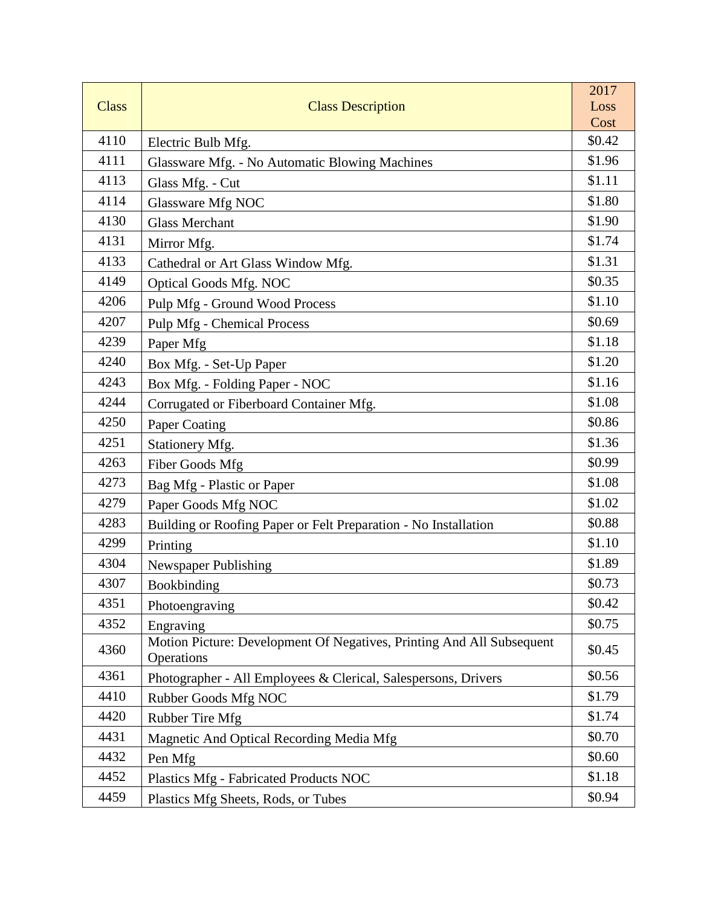| Class | Class Description | 2017 Loss Cost |
|---|---|---|
| 4110 | Electric Bulb Mfg. | $0.42 |
| 4111 | Glassware Mfg. - No Automatic Blowing Machines | $1.96 |
| 4113 | Glass Mfg. - Cut | $1.11 |
| 4114 | Glassware Mfg NOC | $1.80 |
| 4130 | Glass Merchant | $1.90 |
| 4131 | Mirror Mfg. | $1.74 |
| 4133 | Cathedral or Art Glass Window Mfg. | $1.31 |
| 4149 | Optical Goods Mfg. NOC | $0.35 |
| 4206 | Pulp Mfg - Ground Wood Process | $1.10 |
| 4207 | Pulp Mfg - Chemical Process | $0.69 |
| 4239 | Paper Mfg | $1.18 |
| 4240 | Box Mfg. - Set-Up Paper | $1.20 |
| 4243 | Box Mfg. - Folding Paper - NOC | $1.16 |
| 4244 | Corrugated or Fiberboard Container Mfg. | $1.08 |
| 4250 | Paper Coating | $0.86 |
| 4251 | Stationery Mfg. | $1.36 |
| 4263 | Fiber Goods Mfg | $0.99 |
| 4273 | Bag Mfg - Plastic or Paper | $1.08 |
| 4279 | Paper Goods Mfg NOC | $1.02 |
| 4283 | Building or Roofing Paper or Felt Preparation - No Installation | $0.88 |
| 4299 | Printing | $1.10 |
| 4304 | Newspaper Publishing | $1.89 |
| 4307 | Bookbinding | $0.73 |
| 4351 | Photoengraving | $0.42 |
| 4352 | Engraving | $0.75 |
| 4360 | Motion Picture: Development Of Negatives, Printing And All Subsequent Operations | $0.45 |
| 4361 | Photographer - All Employees & Clerical, Salespersons, Drivers | $0.56 |
| 4410 | Rubber Goods Mfg NOC | $1.79 |
| 4420 | Rubber Tire Mfg | $1.74 |
| 4431 | Magnetic And Optical Recording Media Mfg | $0.70 |
| 4432 | Pen Mfg | $0.60 |
| 4452 | Plastics Mfg - Fabricated Products NOC | $1.18 |
| 4459 | Plastics Mfg Sheets, Rods, or Tubes | $0.94 |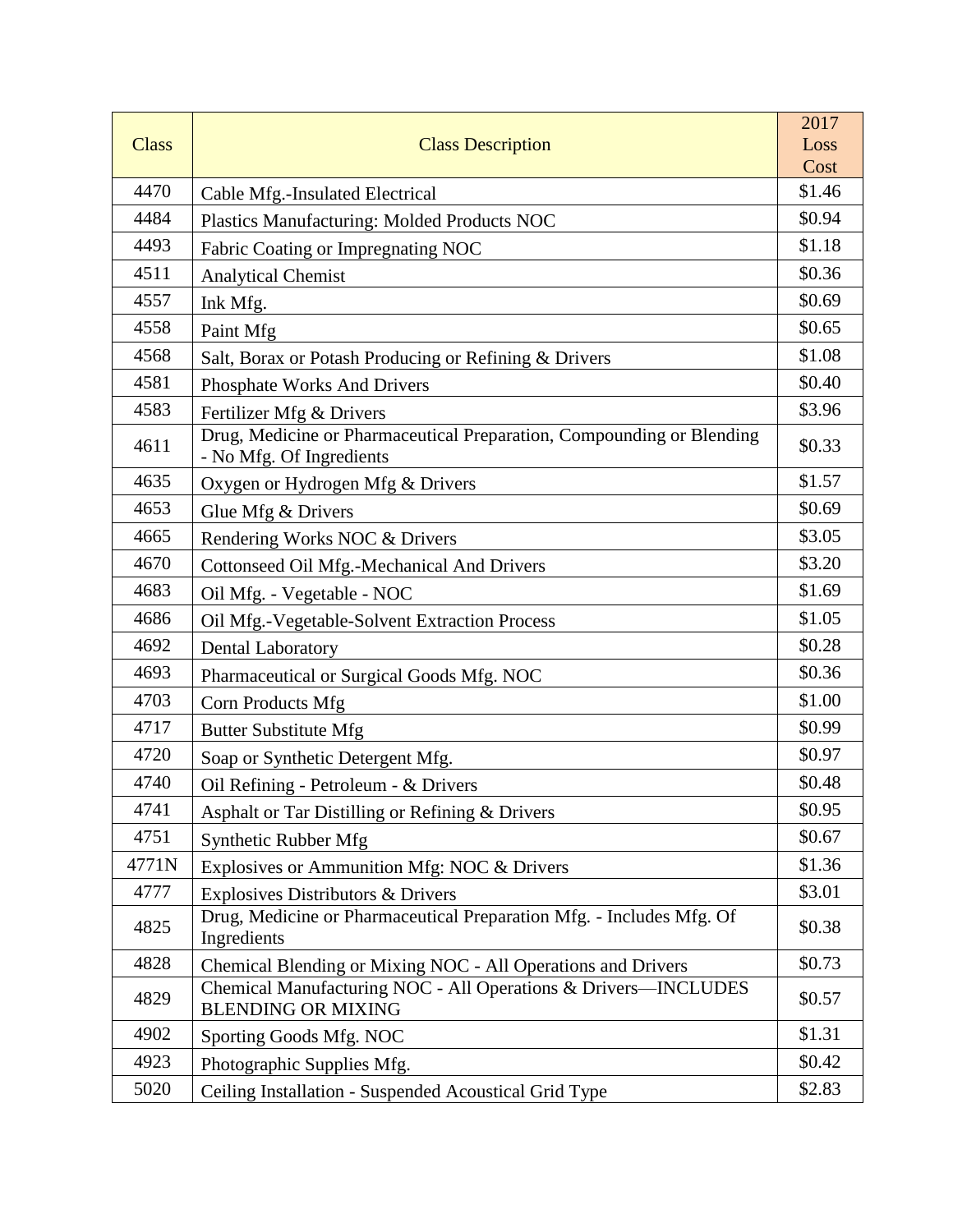| Class | Class Description | 2017 Loss Cost |
|---|---|---|
| 4470 | Cable Mfg.-Insulated Electrical | $1.46 |
| 4484 | Plastics Manufacturing: Molded Products NOC | $0.94 |
| 4493 | Fabric Coating or Impregnating NOC | $1.18 |
| 4511 | Analytical Chemist | $0.36 |
| 4557 | Ink Mfg. | $0.69 |
| 4558 | Paint Mfg | $0.65 |
| 4568 | Salt, Borax or Potash Producing or Refining & Drivers | $1.08 |
| 4581 | Phosphate Works And Drivers | $0.40 |
| 4583 | Fertilizer Mfg & Drivers | $3.96 |
| 4611 | Drug, Medicine or Pharmaceutical Preparation, Compounding or Blending - No Mfg. Of Ingredients | $0.33 |
| 4635 | Oxygen or Hydrogen Mfg & Drivers | $1.57 |
| 4653 | Glue Mfg & Drivers | $0.69 |
| 4665 | Rendering Works NOC & Drivers | $3.05 |
| 4670 | Cottonseed Oil Mfg.-Mechanical And Drivers | $3.20 |
| 4683 | Oil Mfg. - Vegetable - NOC | $1.69 |
| 4686 | Oil Mfg.-Vegetable-Solvent Extraction Process | $1.05 |
| 4692 | Dental Laboratory | $0.28 |
| 4693 | Pharmaceutical or Surgical Goods Mfg. NOC | $0.36 |
| 4703 | Corn Products Mfg | $1.00 |
| 4717 | Butter Substitute Mfg | $0.99 |
| 4720 | Soap or Synthetic Detergent Mfg. | $0.97 |
| 4740 | Oil Refining - Petroleum - & Drivers | $0.48 |
| 4741 | Asphalt or Tar Distilling or Refining & Drivers | $0.95 |
| 4751 | Synthetic Rubber Mfg | $0.67 |
| 4771N | Explosives or Ammunition Mfg: NOC & Drivers | $1.36 |
| 4777 | Explosives Distributors & Drivers | $3.01 |
| 4825 | Drug, Medicine or Pharmaceutical Preparation Mfg. - Includes Mfg. Of Ingredients | $0.38 |
| 4828 | Chemical Blending or Mixing NOC - All Operations and Drivers | $0.73 |
| 4829 | Chemical Manufacturing NOC - All Operations & Drivers—INCLUDES BLENDING OR MIXING | $0.57 |
| 4902 | Sporting Goods Mfg. NOC | $1.31 |
| 4923 | Photographic Supplies Mfg. | $0.42 |
| 5020 | Ceiling Installation - Suspended Acoustical Grid Type | $2.83 |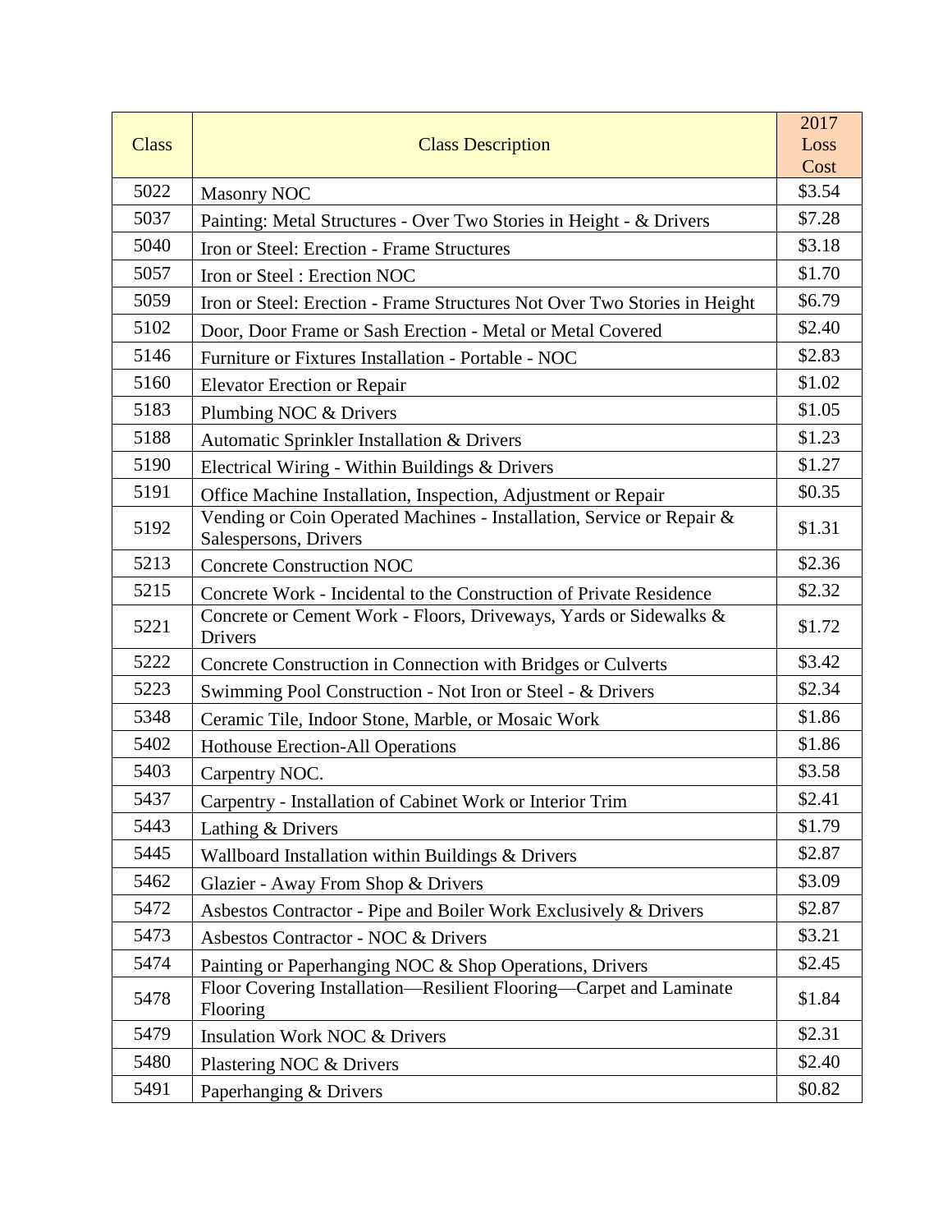| Class | Class Description | 2017 Loss Cost |
| --- | --- | --- |
| 5022 | Masonry NOC | $3.54 |
| 5037 | Painting: Metal Structures - Over Two Stories in Height - & Drivers | $7.28 |
| 5040 | Iron or Steel: Erection - Frame Structures | $3.18 |
| 5057 | Iron or Steel : Erection NOC | $1.70 |
| 5059 | Iron or Steel: Erection - Frame Structures Not Over Two Stories in Height | $6.79 |
| 5102 | Door, Door Frame or Sash Erection - Metal or Metal Covered | $2.40 |
| 5146 | Furniture or Fixtures Installation - Portable - NOC | $2.83 |
| 5160 | Elevator Erection or Repair | $1.02 |
| 5183 | Plumbing NOC & Drivers | $1.05 |
| 5188 | Automatic Sprinkler Installation & Drivers | $1.23 |
| 5190 | Electrical Wiring - Within Buildings & Drivers | $1.27 |
| 5191 | Office Machine Installation, Inspection, Adjustment or Repair | $0.35 |
| 5192 | Vending or Coin Operated Machines - Installation, Service or Repair & Salespersons, Drivers | $1.31 |
| 5213 | Concrete Construction NOC | $2.36 |
| 5215 | Concrete Work - Incidental to the Construction of Private Residence | $2.32 |
| 5221 | Concrete or Cement Work - Floors, Driveways, Yards or Sidewalks & Drivers | $1.72 |
| 5222 | Concrete Construction in Connection with Bridges or Culverts | $3.42 |
| 5223 | Swimming Pool Construction - Not Iron or Steel - & Drivers | $2.34 |
| 5348 | Ceramic Tile, Indoor Stone, Marble, or Mosaic Work | $1.86 |
| 5402 | Hothouse Erection-All Operations | $1.86 |
| 5403 | Carpentry NOC. | $3.58 |
| 5437 | Carpentry - Installation of Cabinet Work or Interior Trim | $2.41 |
| 5443 | Lathing & Drivers | $1.79 |
| 5445 | Wallboard Installation within Buildings & Drivers | $2.87 |
| 5462 | Glazier - Away From Shop & Drivers | $3.09 |
| 5472 | Asbestos Contractor - Pipe and Boiler Work Exclusively & Drivers | $2.87 |
| 5473 | Asbestos Contractor - NOC & Drivers | $3.21 |
| 5474 | Painting or Paperhanging NOC & Shop Operations, Drivers | $2.45 |
| 5478 | Floor Covering Installation—Resilient Flooring—Carpet and Laminate Flooring | $1.84 |
| 5479 | Insulation Work NOC & Drivers | $2.31 |
| 5480 | Plastering NOC & Drivers | $2.40 |
| 5491 | Paperhanging & Drivers | $0.82 |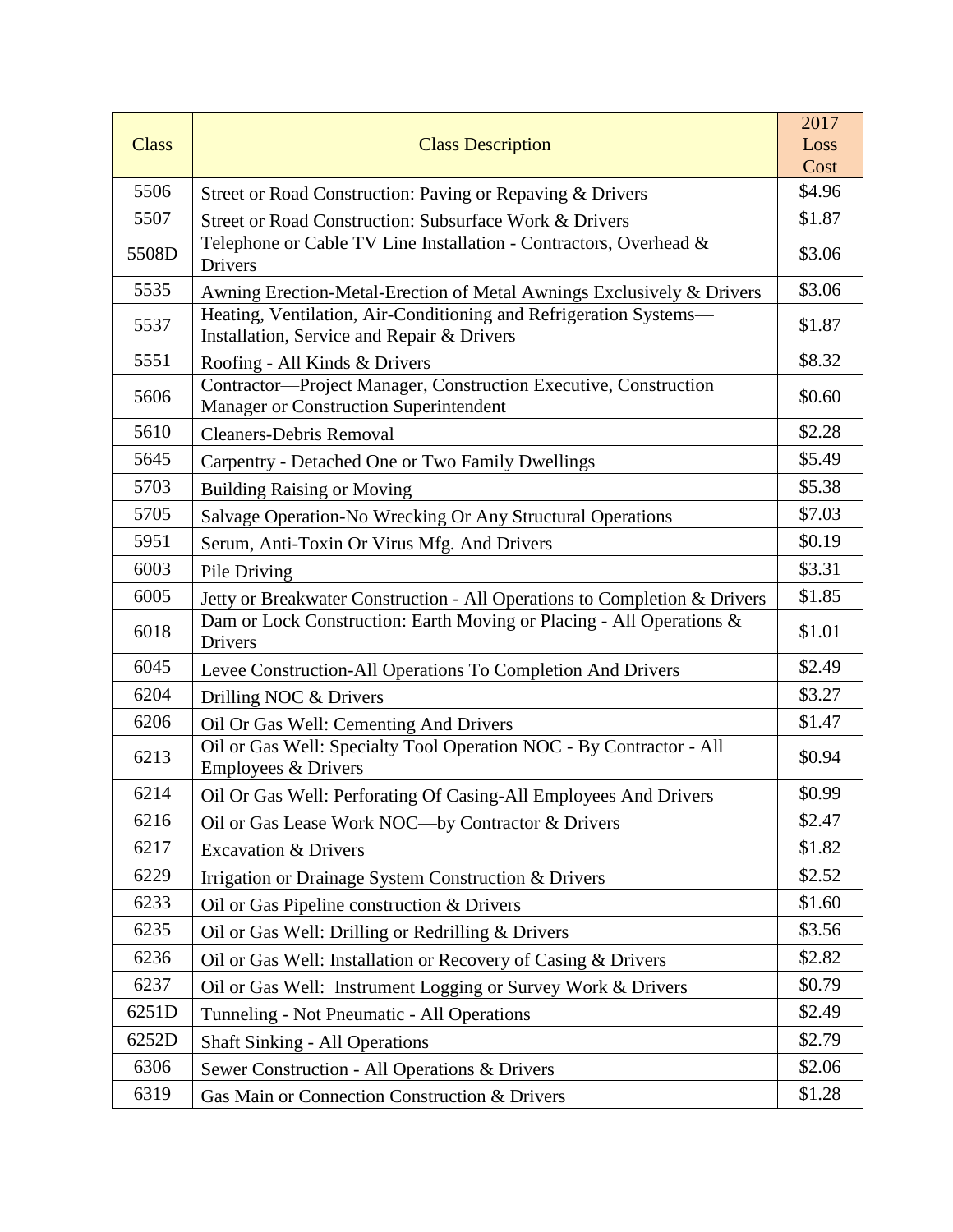| Class | Class Description | 2017 Loss Cost |
|---|---|---|
| 5506 | Street or Road Construction: Paving or Repaving & Drivers | $4.96 |
| 5507 | Street or Road Construction: Subsurface Work & Drivers | $1.87 |
| 5508D | Telephone or Cable TV Line Installation - Contractors, Overhead & Drivers | $3.06 |
| 5535 | Awning Erection-Metal-Erection of Metal Awnings Exclusively & Drivers | $3.06 |
| 5537 | Heating, Ventilation, Air-Conditioning and Refrigeration Systems—Installation, Service and Repair & Drivers | $1.87 |
| 5551 | Roofing - All Kinds & Drivers | $8.32 |
| 5606 | Contractor—Project Manager, Construction Executive, Construction Manager or Construction Superintendent | $0.60 |
| 5610 | Cleaners-Debris Removal | $2.28 |
| 5645 | Carpentry - Detached One or Two Family Dwellings | $5.49 |
| 5703 | Building Raising or Moving | $5.38 |
| 5705 | Salvage Operation-No Wrecking Or Any Structural Operations | $7.03 |
| 5951 | Serum, Anti-Toxin Or Virus Mfg. And Drivers | $0.19 |
| 6003 | Pile Driving | $3.31 |
| 6005 | Jetty or Breakwater Construction - All Operations to Completion & Drivers | $1.85 |
| 6018 | Dam or Lock Construction: Earth Moving or Placing - All Operations & Drivers | $1.01 |
| 6045 | Levee Construction-All Operations To Completion And Drivers | $2.49 |
| 6204 | Drilling NOC & Drivers | $3.27 |
| 6206 | Oil Or Gas Well: Cementing And Drivers | $1.47 |
| 6213 | Oil or Gas Well: Specialty Tool Operation NOC - By Contractor - All Employees & Drivers | $0.94 |
| 6214 | Oil Or Gas Well: Perforating Of Casing-All Employees And Drivers | $0.99 |
| 6216 | Oil or Gas Lease Work NOC—by Contractor & Drivers | $2.47 |
| 6217 | Excavation & Drivers | $1.82 |
| 6229 | Irrigation or Drainage System Construction & Drivers | $2.52 |
| 6233 | Oil or Gas Pipeline construction & Drivers | $1.60 |
| 6235 | Oil or Gas Well: Drilling or Redrilling & Drivers | $3.56 |
| 6236 | Oil or Gas Well: Installation or Recovery of Casing & Drivers | $2.82 |
| 6237 | Oil or Gas Well: Instrument Logging or Survey Work & Drivers | $0.79 |
| 6251D | Tunneling - Not Pneumatic - All Operations | $2.49 |
| 6252D | Shaft Sinking - All Operations | $2.79 |
| 6306 | Sewer Construction - All Operations & Drivers | $2.06 |
| 6319 | Gas Main or Connection Construction & Drivers | $1.28 |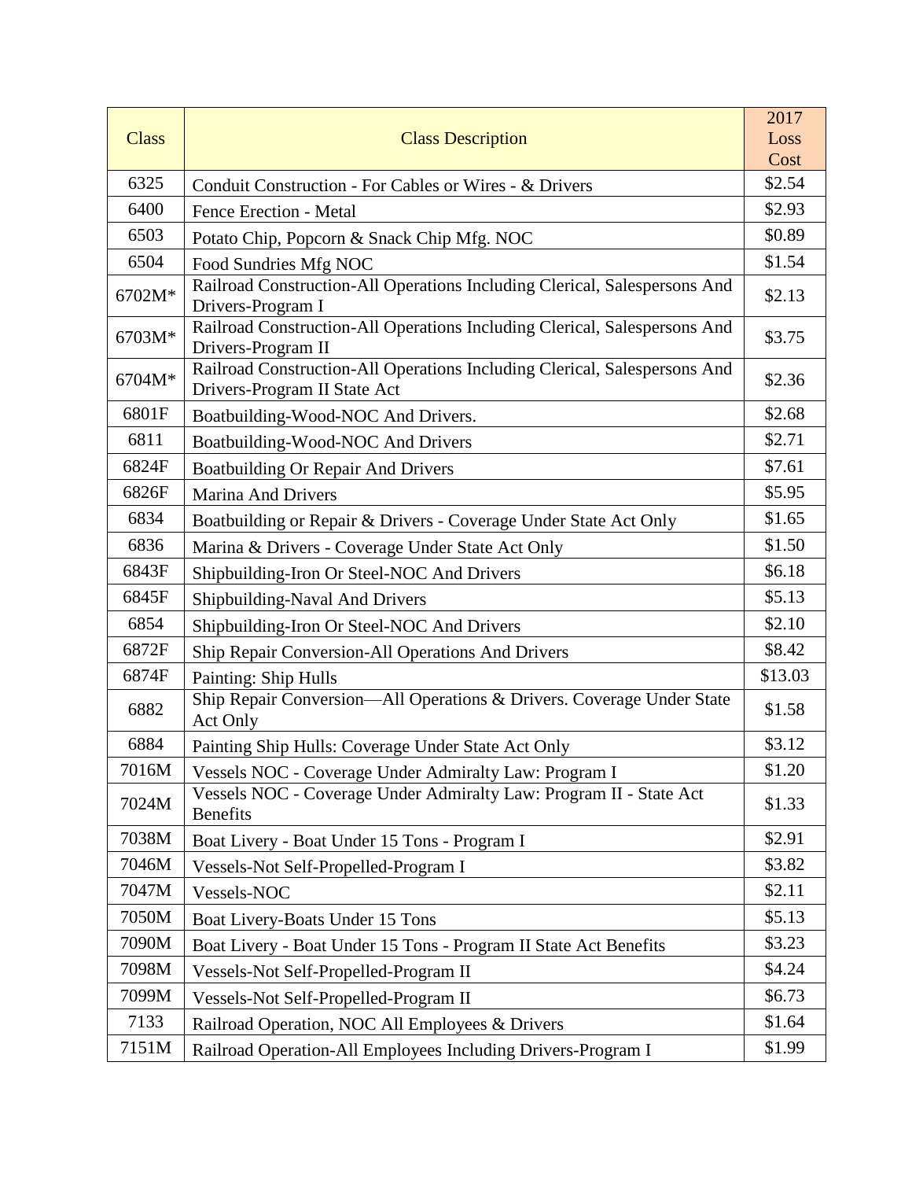| Class | Class Description | 2017 Loss Cost |
| --- | --- | --- |
| 6325 | Conduit Construction - For Cables or Wires - & Drivers | $2.54 |
| 6400 | Fence Erection - Metal | $2.93 |
| 6503 | Potato Chip, Popcorn & Snack Chip Mfg. NOC | $0.89 |
| 6504 | Food Sundries Mfg NOC | $1.54 |
| 6702M* | Railroad Construction-All Operations Including Clerical, Salespersons And Drivers-Program I | $2.13 |
| 6703M* | Railroad Construction-All Operations Including Clerical, Salespersons And Drivers-Program II | $3.75 |
| 6704M* | Railroad Construction-All Operations Including Clerical, Salespersons And Drivers-Program II State Act | $2.36 |
| 6801F | Boatbuilding-Wood-NOC And Drivers. | $2.68 |
| 6811 | Boatbuilding-Wood-NOC And Drivers | $2.71 |
| 6824F | Boatbuilding Or Repair And Drivers | $7.61 |
| 6826F | Marina And Drivers | $5.95 |
| 6834 | Boatbuilding or Repair & Drivers - Coverage Under State Act Only | $1.65 |
| 6836 | Marina & Drivers - Coverage Under State Act Only | $1.50 |
| 6843F | Shipbuilding-Iron Or Steel-NOC And Drivers | $6.18 |
| 6845F | Shipbuilding-Naval And Drivers | $5.13 |
| 6854 | Shipbuilding-Iron Or Steel-NOC And Drivers | $2.10 |
| 6872F | Ship Repair Conversion-All Operations And Drivers | $8.42 |
| 6874F | Painting: Ship Hulls | $13.03 |
| 6882 | Ship Repair Conversion—All Operations & Drivers. Coverage Under State Act Only | $1.58 |
| 6884 | Painting Ship Hulls: Coverage Under State Act Only | $3.12 |
| 7016M | Vessels NOC - Coverage Under Admiralty Law: Program I | $1.20 |
| 7024M | Vessels NOC - Coverage Under Admiralty Law: Program II - State Act Benefits | $1.33 |
| 7038M | Boat Livery - Boat Under 15 Tons - Program I | $2.91 |
| 7046M | Vessels-Not Self-Propelled-Program I | $3.82 |
| 7047M | Vessels-NOC | $2.11 |
| 7050M | Boat Livery-Boats Under 15 Tons | $5.13 |
| 7090M | Boat Livery - Boat Under 15 Tons - Program II State Act Benefits | $3.23 |
| 7098M | Vessels-Not Self-Propelled-Program II | $4.24 |
| 7099M | Vessels-Not Self-Propelled-Program II | $6.73 |
| 7133 | Railroad Operation, NOC All Employees & Drivers | $1.64 |
| 7151M | Railroad Operation-All Employees Including Drivers-Program I | $1.99 |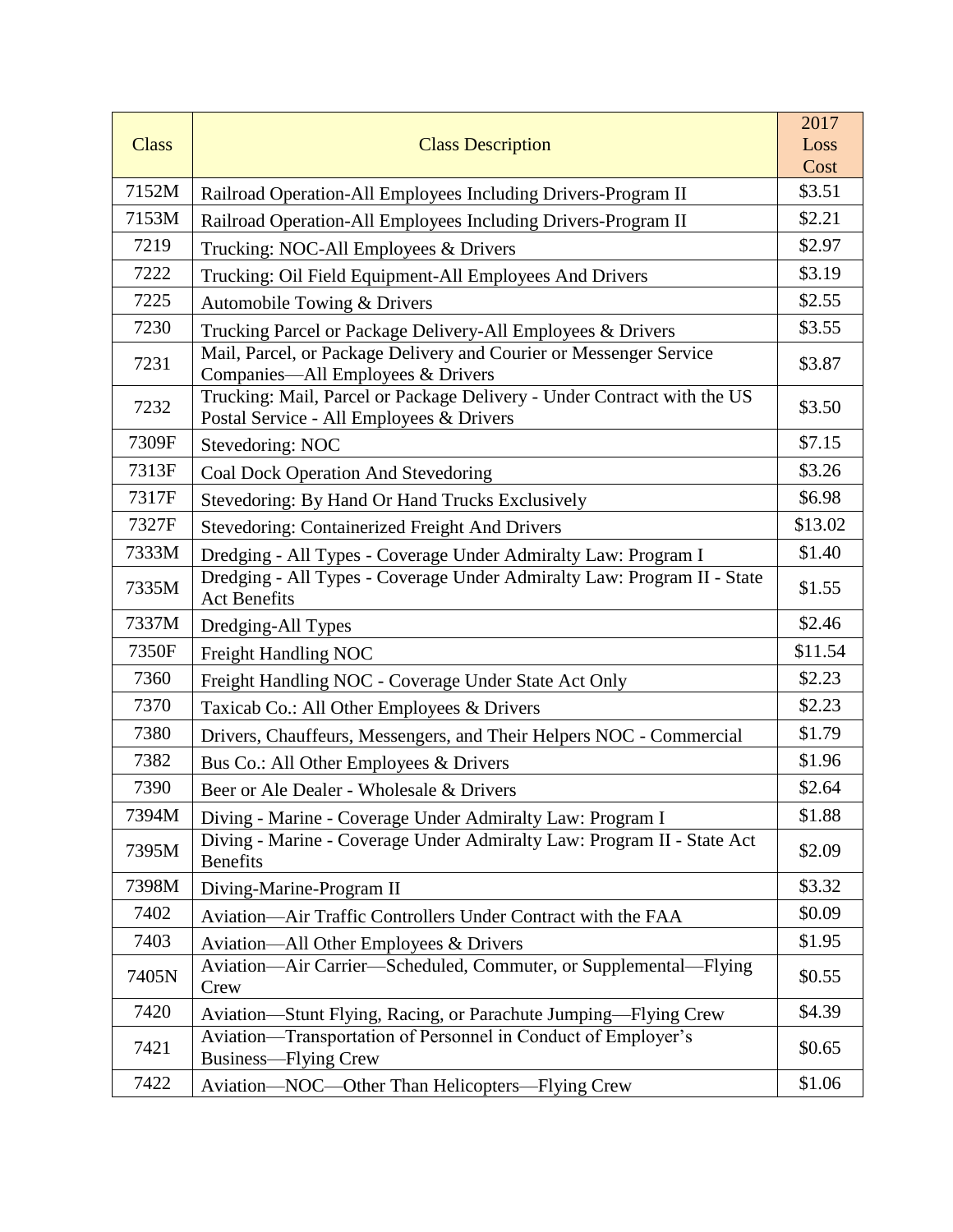| Class | Class Description | 2017 Loss Cost |
| --- | --- | --- |
| 7152M | Railroad Operation-All Employees Including Drivers-Program II | $3.51 |
| 7153M | Railroad Operation-All Employees Including Drivers-Program II | $2.21 |
| 7219 | Trucking: NOC-All Employees & Drivers | $2.97 |
| 7222 | Trucking: Oil Field Equipment-All Employees And Drivers | $3.19 |
| 7225 | Automobile Towing & Drivers | $2.55 |
| 7230 | Trucking Parcel or Package Delivery-All Employees & Drivers | $3.55 |
| 7231 | Mail, Parcel, or Package Delivery and Courier or Messenger Service Companies—All Employees & Drivers | $3.87 |
| 7232 | Trucking: Mail, Parcel or Package Delivery - Under Contract with the US Postal Service - All Employees & Drivers | $3.50 |
| 7309F | Stevedoring: NOC | $7.15 |
| 7313F | Coal Dock Operation And Stevedoring | $3.26 |
| 7317F | Stevedoring: By Hand Or Hand Trucks Exclusively | $6.98 |
| 7327F | Stevedoring: Containerized Freight And Drivers | $13.02 |
| 7333M | Dredging - All Types - Coverage Under Admiralty Law: Program I | $1.40 |
| 7335M | Dredging - All Types - Coverage Under Admiralty Law: Program II - State Act Benefits | $1.55 |
| 7337M | Dredging-All Types | $2.46 |
| 7350F | Freight Handling NOC | $11.54 |
| 7360 | Freight Handling NOC - Coverage Under State Act Only | $2.23 |
| 7370 | Taxicab Co.: All Other Employees & Drivers | $2.23 |
| 7380 | Drivers, Chauffeurs, Messengers, and Their Helpers NOC - Commercial | $1.79 |
| 7382 | Bus Co.: All Other Employees & Drivers | $1.96 |
| 7390 | Beer or Ale Dealer - Wholesale & Drivers | $2.64 |
| 7394M | Diving - Marine - Coverage Under Admiralty Law: Program I | $1.88 |
| 7395M | Diving - Marine - Coverage Under Admiralty Law: Program II - State Act Benefits | $2.09 |
| 7398M | Diving-Marine-Program II | $3.32 |
| 7402 | Aviation—Air Traffic Controllers Under Contract with the FAA | $0.09 |
| 7403 | Aviation—All Other Employees & Drivers | $1.95 |
| 7405N | Aviation—Air Carrier—Scheduled, Commuter, or Supplemental—Flying Crew | $0.55 |
| 7420 | Aviation—Stunt Flying, Racing, or Parachute Jumping—Flying Crew | $4.39 |
| 7421 | Aviation—Transportation of Personnel in Conduct of Employer's Business—Flying Crew | $0.65 |
| 7422 | Aviation—NOC—Other Than Helicopters—Flying Crew | $1.06 |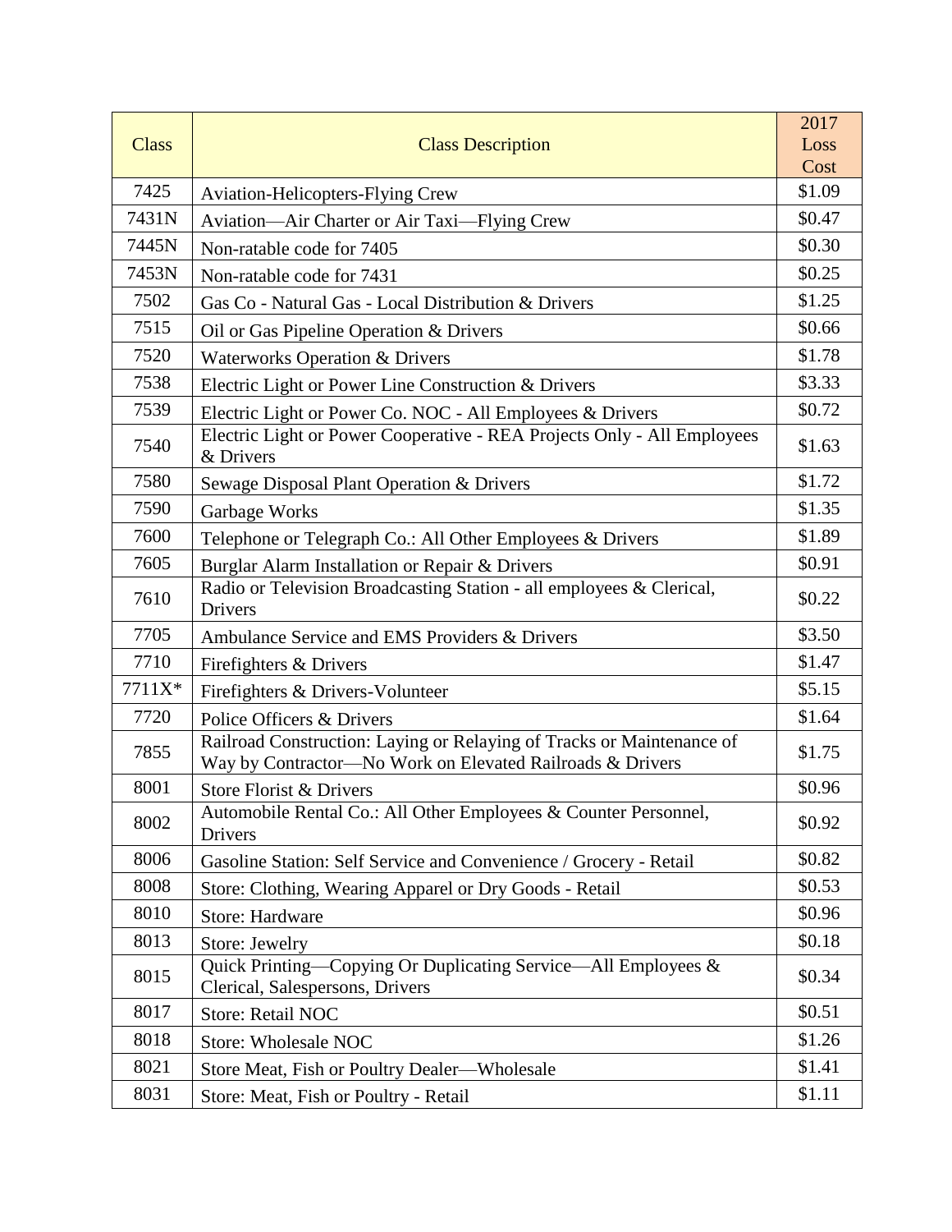| Class | Class Description | 2017 Loss Cost |
|---|---|---|
| 7425 | Aviation-Helicopters-Flying Crew | $1.09 |
| 7431N | Aviation—Air Charter or Air Taxi—Flying Crew | $0.47 |
| 7445N | Non-ratable code for 7405 | $0.30 |
| 7453N | Non-ratable code for 7431 | $0.25 |
| 7502 | Gas Co - Natural Gas - Local Distribution & Drivers | $1.25 |
| 7515 | Oil or Gas Pipeline Operation & Drivers | $0.66 |
| 7520 | Waterworks Operation & Drivers | $1.78 |
| 7538 | Electric Light or Power Line Construction & Drivers | $3.33 |
| 7539 | Electric Light or Power Co. NOC - All Employees & Drivers | $0.72 |
| 7540 | Electric Light or Power Cooperative - REA Projects Only - All Employees & Drivers | $1.63 |
| 7580 | Sewage Disposal Plant Operation & Drivers | $1.72 |
| 7590 | Garbage Works | $1.35 |
| 7600 | Telephone or Telegraph Co.: All Other Employees & Drivers | $1.89 |
| 7605 | Burglar Alarm Installation or Repair & Drivers | $0.91 |
| 7610 | Radio or Television Broadcasting Station - all employees & Clerical, Drivers | $0.22 |
| 7705 | Ambulance Service and EMS Providers & Drivers | $3.50 |
| 7710 | Firefighters & Drivers | $1.47 |
| 7711X* | Firefighters & Drivers-Volunteer | $5.15 |
| 7720 | Police Officers & Drivers | $1.64 |
| 7855 | Railroad Construction: Laying or Relaying of Tracks or Maintenance of Way by Contractor—No Work on Elevated Railroads & Drivers | $1.75 |
| 8001 | Store Florist & Drivers | $0.96 |
| 8002 | Automobile Rental Co.: All Other Employees & Counter Personnel, Drivers | $0.92 |
| 8006 | Gasoline Station: Self Service and Convenience / Grocery - Retail | $0.82 |
| 8008 | Store: Clothing, Wearing Apparel or Dry Goods - Retail | $0.53 |
| 8010 | Store: Hardware | $0.96 |
| 8013 | Store: Jewelry | $0.18 |
| 8015 | Quick Printing—Copying Or Duplicating Service—All Employees & Clerical, Salespersons, Drivers | $0.34 |
| 8017 | Store: Retail NOC | $0.51 |
| 8018 | Store: Wholesale NOC | $1.26 |
| 8021 | Store Meat, Fish or Poultry Dealer—Wholesale | $1.41 |
| 8031 | Store: Meat, Fish or Poultry - Retail | $1.11 |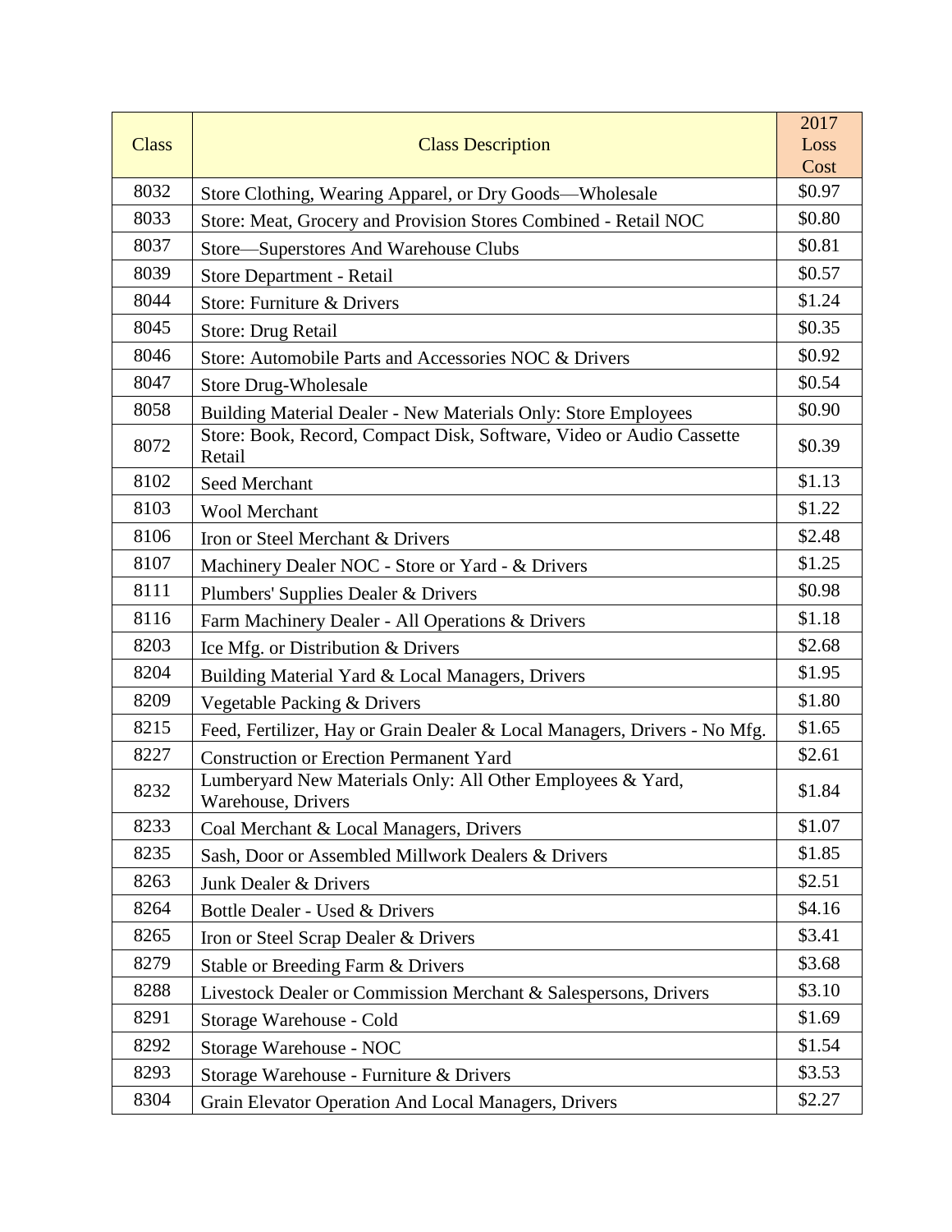| Class | Class Description | 2017 Loss Cost |
|---|---|---|
| 8032 | Store Clothing, Wearing Apparel, or Dry Goods—Wholesale | $0.97 |
| 8033 | Store: Meat, Grocery and Provision Stores Combined - Retail NOC | $0.80 |
| 8037 | Store—Superstores And Warehouse Clubs | $0.81 |
| 8039 | Store Department - Retail | $0.57 |
| 8044 | Store: Furniture & Drivers | $1.24 |
| 8045 | Store: Drug Retail | $0.35 |
| 8046 | Store: Automobile Parts and Accessories NOC & Drivers | $0.92 |
| 8047 | Store Drug-Wholesale | $0.54 |
| 8058 | Building Material Dealer - New Materials Only: Store Employees | $0.90 |
| 8072 | Store: Book, Record, Compact Disk, Software, Video or Audio Cassette Retail | $0.39 |
| 8102 | Seed Merchant | $1.13 |
| 8103 | Wool Merchant | $1.22 |
| 8106 | Iron or Steel Merchant & Drivers | $2.48 |
| 8107 | Machinery Dealer NOC - Store or Yard - & Drivers | $1.25 |
| 8111 | Plumbers' Supplies Dealer & Drivers | $0.98 |
| 8116 | Farm Machinery Dealer - All Operations & Drivers | $1.18 |
| 8203 | Ice Mfg. or Distribution & Drivers | $2.68 |
| 8204 | Building Material Yard & Local Managers, Drivers | $1.95 |
| 8209 | Vegetable Packing & Drivers | $1.80 |
| 8215 | Feed, Fertilizer, Hay or Grain Dealer & Local Managers, Drivers - No Mfg. | $1.65 |
| 8227 | Construction or Erection Permanent Yard | $2.61 |
| 8232 | Lumberyard New Materials Only: All Other Employees & Yard, Warehouse, Drivers | $1.84 |
| 8233 | Coal Merchant & Local Managers, Drivers | $1.07 |
| 8235 | Sash, Door or Assembled Millwork Dealers & Drivers | $1.85 |
| 8263 | Junk Dealer & Drivers | $2.51 |
| 8264 | Bottle Dealer - Used & Drivers | $4.16 |
| 8265 | Iron or Steel Scrap Dealer & Drivers | $3.41 |
| 8279 | Stable or Breeding Farm & Drivers | $3.68 |
| 8288 | Livestock Dealer or Commission Merchant & Salespersons, Drivers | $3.10 |
| 8291 | Storage Warehouse - Cold | $1.69 |
| 8292 | Storage Warehouse - NOC | $1.54 |
| 8293 | Storage Warehouse - Furniture & Drivers | $3.53 |
| 8304 | Grain Elevator Operation And Local Managers, Drivers | $2.27 |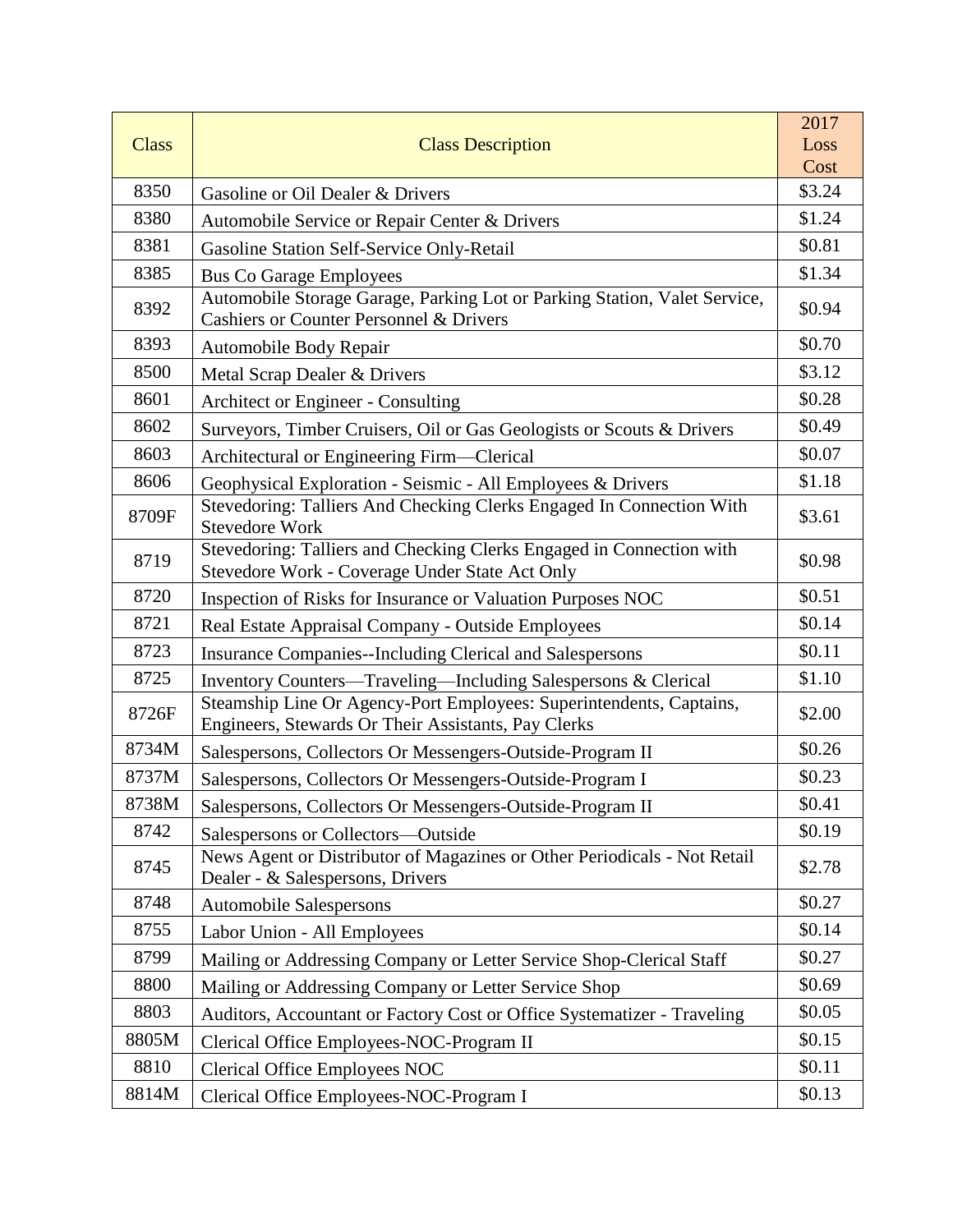| Class | Class Description | 2017 Loss Cost |
|---|---|---|
| 8350 | Gasoline or Oil Dealer & Drivers | $3.24 |
| 8380 | Automobile Service or Repair Center & Drivers | $1.24 |
| 8381 | Gasoline Station Self-Service Only-Retail | $0.81 |
| 8385 | Bus Co Garage Employees | $1.34 |
| 8392 | Automobile Storage Garage, Parking Lot or Parking Station, Valet Service, Cashiers or Counter Personnel & Drivers | $0.94 |
| 8393 | Automobile Body Repair | $0.70 |
| 8500 | Metal Scrap Dealer & Drivers | $3.12 |
| 8601 | Architect or Engineer - Consulting | $0.28 |
| 8602 | Surveyors, Timber Cruisers, Oil or Gas Geologists or Scouts & Drivers | $0.49 |
| 8603 | Architectural or Engineering Firm—Clerical | $0.07 |
| 8606 | Geophysical Exploration - Seismic - All Employees & Drivers | $1.18 |
| 8709F | Stevedoring: Talliers And Checking Clerks Engaged In Connection With Stevedore Work | $3.61 |
| 8719 | Stevedoring: Talliers and Checking Clerks Engaged in Connection with Stevedore Work - Coverage Under State Act Only | $0.98 |
| 8720 | Inspection of Risks for Insurance or Valuation Purposes NOC | $0.51 |
| 8721 | Real Estate Appraisal Company - Outside Employees | $0.14 |
| 8723 | Insurance Companies--Including Clerical and Salespersons | $0.11 |
| 8725 | Inventory Counters—Traveling—Including Salespersons & Clerical | $1.10 |
| 8726F | Steamship Line Or Agency-Port Employees: Superintendents, Captains, Engineers, Stewards Or Their Assistants, Pay Clerks | $2.00 |
| 8734M | Salespersons, Collectors Or Messengers-Outside-Program II | $0.26 |
| 8737M | Salespersons, Collectors Or Messengers-Outside-Program I | $0.23 |
| 8738M | Salespersons, Collectors Or Messengers-Outside-Program II | $0.41 |
| 8742 | Salespersons or Collectors—Outside | $0.19 |
| 8745 | News Agent or Distributor of Magazines or Other Periodicals - Not Retail Dealer - & Salespersons, Drivers | $2.78 |
| 8748 | Automobile Salespersons | $0.27 |
| 8755 | Labor Union - All Employees | $0.14 |
| 8799 | Mailing or Addressing Company or Letter Service Shop-Clerical Staff | $0.27 |
| 8800 | Mailing or Addressing Company or Letter Service Shop | $0.69 |
| 8803 | Auditors, Accountant or Factory Cost or Office Systematizer - Traveling | $0.05 |
| 8805M | Clerical Office Employees-NOC-Program II | $0.15 |
| 8810 | Clerical Office Employees NOC | $0.11 |
| 8814M | Clerical Office Employees-NOC-Program I | $0.13 |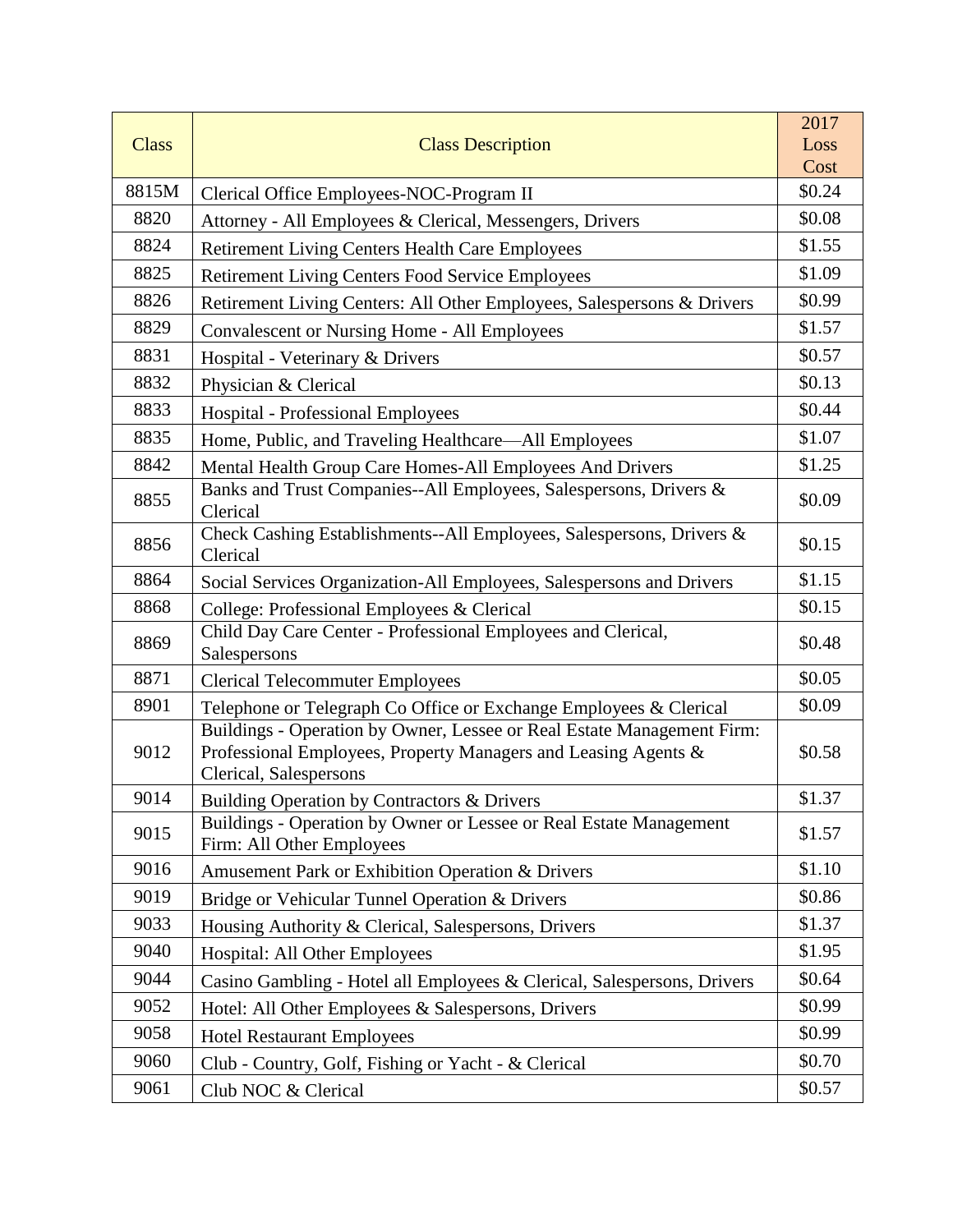| Class | Class Description | 2017 Loss Cost |
|---|---|---|
| 8815M | Clerical Office Employees-NOC-Program II | $0.24 |
| 8820 | Attorney - All Employees & Clerical, Messengers, Drivers | $0.08 |
| 8824 | Retirement Living Centers Health Care Employees | $1.55 |
| 8825 | Retirement Living Centers Food Service Employees | $1.09 |
| 8826 | Retirement Living Centers: All Other Employees, Salespersons & Drivers | $0.99 |
| 8829 | Convalescent or Nursing Home - All Employees | $1.57 |
| 8831 | Hospital - Veterinary & Drivers | $0.57 |
| 8832 | Physician & Clerical | $0.13 |
| 8833 | Hospital - Professional Employees | $0.44 |
| 8835 | Home, Public, and Traveling Healthcare—All Employees | $1.07 |
| 8842 | Mental Health Group Care Homes-All Employees And Drivers | $1.25 |
| 8855 | Banks and Trust Companies--All Employees, Salespersons, Drivers & Clerical | $0.09 |
| 8856 | Check Cashing Establishments--All Employees, Salespersons, Drivers & Clerical | $0.15 |
| 8864 | Social Services Organization-All Employees, Salespersons and Drivers | $1.15 |
| 8868 | College: Professional Employees & Clerical | $0.15 |
| 8869 | Child Day Care Center - Professional Employees and Clerical, Salespersons | $0.48 |
| 8871 | Clerical Telecommuter Employees | $0.05 |
| 8901 | Telephone or Telegraph Co Office or Exchange Employees & Clerical | $0.09 |
| 9012 | Buildings - Operation by Owner, Lessee or Real Estate Management Firm: Professional Employees, Property Managers and Leasing Agents & Clerical, Salespersons | $0.58 |
| 9014 | Building Operation by Contractors & Drivers | $1.37 |
| 9015 | Buildings - Operation by Owner or Lessee or Real Estate Management Firm: All Other Employees | $1.57 |
| 9016 | Amusement Park or Exhibition Operation & Drivers | $1.10 |
| 9019 | Bridge or Vehicular Tunnel Operation & Drivers | $0.86 |
| 9033 | Housing Authority & Clerical, Salespersons, Drivers | $1.37 |
| 9040 | Hospital: All Other Employees | $1.95 |
| 9044 | Casino Gambling - Hotel all Employees & Clerical, Salespersons, Drivers | $0.64 |
| 9052 | Hotel: All Other Employees & Salespersons, Drivers | $0.99 |
| 9058 | Hotel Restaurant Employees | $0.99 |
| 9060 | Club - Country, Golf, Fishing or Yacht - & Clerical | $0.70 |
| 9061 | Club NOC & Clerical | $0.57 |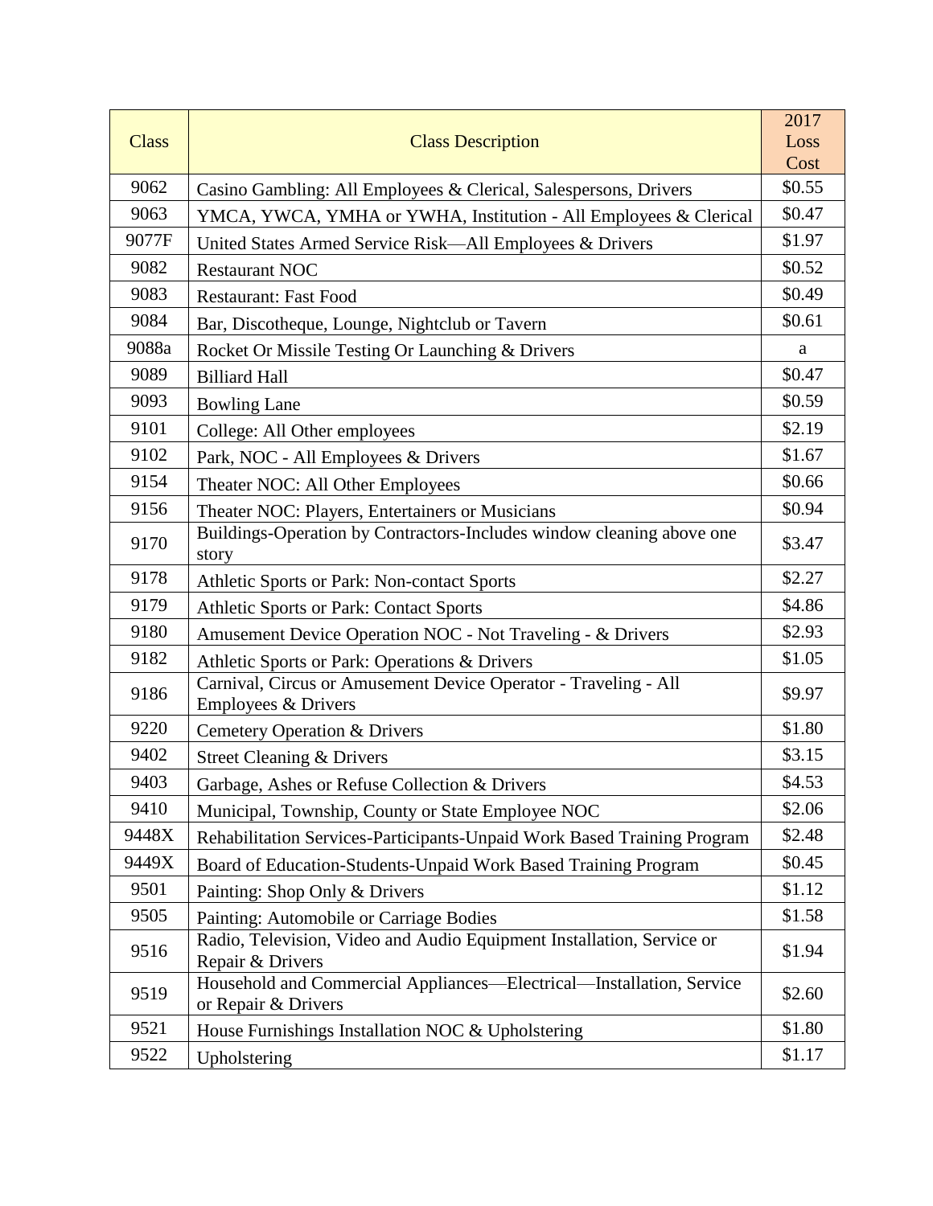| Class | Class Description | 2017 Loss Cost |
| --- | --- | --- |
| 9062 | Casino Gambling: All Employees & Clerical, Salespersons, Drivers | $0.55 |
| 9063 | YMCA, YWCA, YMHA or YWHA, Institution - All Employees & Clerical | $0.47 |
| 9077F | United States Armed Service Risk—All Employees & Drivers | $1.97 |
| 9082 | Restaurant NOC | $0.52 |
| 9083 | Restaurant: Fast Food | $0.49 |
| 9084 | Bar, Discotheque, Lounge, Nightclub or Tavern | $0.61 |
| 9088a | Rocket Or Missile Testing Or Launching & Drivers | a |
| 9089 | Billiard Hall | $0.47 |
| 9093 | Bowling Lane | $0.59 |
| 9101 | College: All Other employees | $2.19 |
| 9102 | Park, NOC - All Employees & Drivers | $1.67 |
| 9154 | Theater NOC: All Other Employees | $0.66 |
| 9156 | Theater NOC: Players, Entertainers or Musicians | $0.94 |
| 9170 | Buildings-Operation by Contractors-Includes window cleaning above one story | $3.47 |
| 9178 | Athletic Sports or Park: Non-contact Sports | $2.27 |
| 9179 | Athletic Sports or Park: Contact Sports | $4.86 |
| 9180 | Amusement Device Operation NOC - Not Traveling - & Drivers | $2.93 |
| 9182 | Athletic Sports or Park: Operations & Drivers | $1.05 |
| 9186 | Carnival, Circus or Amusement Device Operator - Traveling - All Employees & Drivers | $9.97 |
| 9220 | Cemetery Operation & Drivers | $1.80 |
| 9402 | Street Cleaning & Drivers | $3.15 |
| 9403 | Garbage, Ashes or Refuse Collection & Drivers | $4.53 |
| 9410 | Municipal, Township, County or State Employee NOC | $2.06 |
| 9448X | Rehabilitation Services-Participants-Unpaid Work Based Training Program | $2.48 |
| 9449X | Board of Education-Students-Unpaid Work Based Training Program | $0.45 |
| 9501 | Painting: Shop Only & Drivers | $1.12 |
| 9505 | Painting: Automobile or Carriage Bodies | $1.58 |
| 9516 | Radio, Television, Video and Audio Equipment Installation, Service or Repair & Drivers | $1.94 |
| 9519 | Household and Commercial Appliances—Electrical—Installation, Service or Repair & Drivers | $2.60 |
| 9521 | House Furnishings Installation NOC & Upholstering | $1.80 |
| 9522 | Upholstering | $1.17 |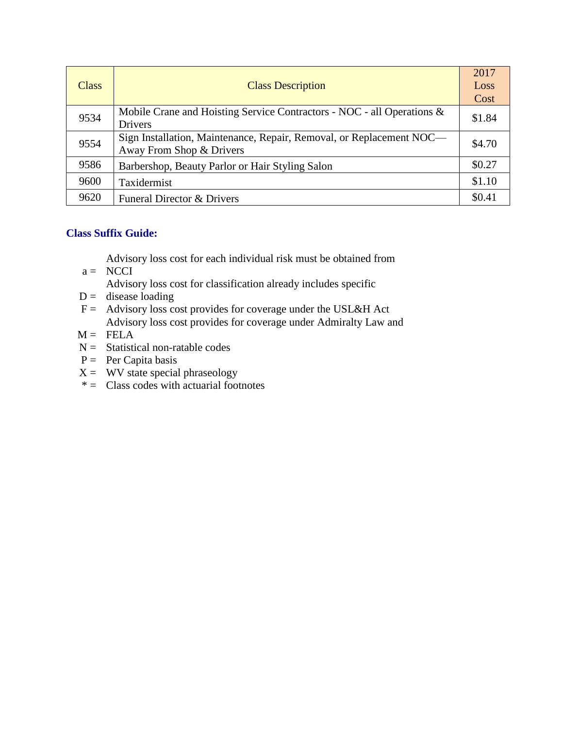| Class | Class Description | 2017 Loss Cost |
|---|---|---|
| 9534 | Mobile Crane and Hoisting Service Contractors - NOC - all Operations & Drivers | $1.84 |
| 9554 | Sign Installation, Maintenance, Repair, Removal, or Replacement NOC—Away From Shop & Drivers | $4.70 |
| 9586 | Barbershop, Beauty Parlor or Hair Styling Salon | $0.27 |
| 9600 | Taxidermist | $1.10 |
| 9620 | Funeral Director & Drivers | $0.41 |

**Class Suffix Guide:**

a = Advisory loss cost for each individual risk must be obtained from NCCI
D = Advisory loss cost for classification already includes specific disease loading
F = Advisory loss cost provides for coverage under the USL&H Act
M = Advisory loss cost provides for coverage under Admiralty Law and FELA
N = Statistical non-ratable codes
P = Per Capita basis
X = WV state special phraseology
* = Class codes with actuarial footnotes